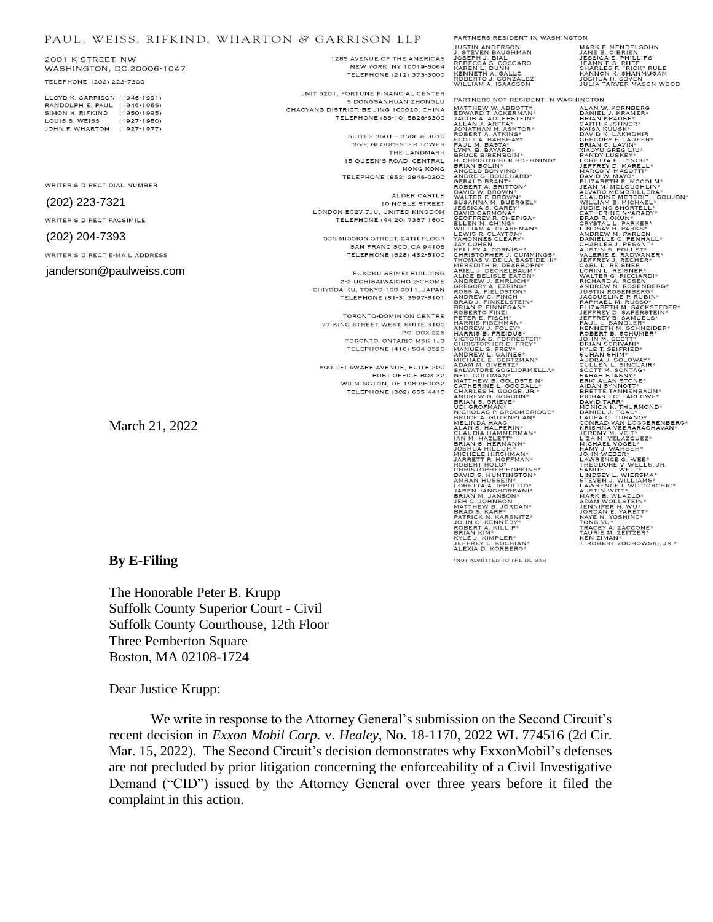PAUL, WEISS, RIFKIND, WHARTON & GARRISON LLP

2001 K STREET, NW
WASHINGTON, DC 20006-1047

TELEPHONE (202) 223-7300

LLOYD K. GARRISON (1946-1991)
RANDOLPH E. PAUL (1946-1956)
SIMON H. RIFKIND (1950-1995)
LOUIS S. WEISS (1927-1950)
JOHN F. WHARTON (1927-1977)

WRITER'S DIRECT DIAL NUMBER

(202) 223-7321

WRITER'S DIRECT FACSIMILE

(202) 204-7393

WRITER'S DIRECT E-MAIL ADDRESS

janderson@paulweiss.com

1285 AVENUE OF THE AMERICAS
NEW YORK, NY 10019-6064
TELEPHONE (212) 373-3000

UNIT 5201, FORTUNE FINANCIAL CENTER
5 DONGSANHUAN ZHONGLU
CHAOYANG DISTRICT, BEIJING 100020, CHINA
TELEPHONE (86-10) 5828-6300

SUITES 3601 – 3606 & 3610
36/F, GLOUCESTER TOWER
THE LANDMARK
15 QUEEN'S ROAD, CENTRAL
HONG KONG
TELEPHONE (852) 2846-0300

ALDER CASTLE
10 NOBLE STREET
LONDON EC2V 7JU, UNITED KINGDOM
TELEPHONE (44 20) 7367 1600

535 MISSION STREET, 24TH FLOOR
SAN FRANCISCO, CA 94105
TELEPHONE (628) 432-5100

FUKOKU SEIMEI BUILDING
2-2 UCHISAIWAICHO 2-CHOME
CHIYODA-KU, TOKYO 100-0011, JAPAN
TELEPHONE (81-3) 3597-8101

TORONTO-DOMINION CENTRE
77 KING STREET WEST, SUITE 3100
P.O. BOX 226
TORONTO, ONTARIO M5K 1J3
TELEPHONE (416) 504-0520

500 DELAWARE AVENUE, SUITE 200
POST OFFICE BOX 32
WILMINGTON, DE 19899-0032
TELEPHONE (302) 655-4410

PARTNERS RESIDENT IN WASHINGTON

JUSTIN ANDERSON
J. STEVEN BAUGHMAN
JOSEPH J. BIAL
REBECCA S. COCCARO
KAREN L. DUNN
KENNETH A. GALLO
ROBERTO J. GONZALEZ
WILLIAM A. ISAACSON
MARK F. MENDELSOHN
JANE B. O'BRIEN
JESSICA E. PHILLIPS
JEANNIE S. RHEE
CHARLES F. "RICK" RULE
KANNON K. SHANMUGAM
JOSHUA H. SOVEN
JULIA TARVER MASON WOOD

PARTNERS NOT RESIDENT IN WASHINGTON

MATTHEW W. ABBOTT*
EDWARD T. ACKERMAN*
JACOB A. ADLERSTEIN*
ALLAN J. ARFFA*
JONATHAN H. ASHTOR*
ROBERT A. ATKINS*
SCOTT A. BARSHAY*
PAUL M. BASTA*
LYNN B. BAYARD*
BRUCE BIRENBOIM*
H. CHRISTOPHER BOEHNING*
BRIAN BOLIN*
ANGELO BONVINO*
ANDRE G. BOUCHARD*
GERALD BRANT*
ROBERT A. BRITTON*
DAVID W. BROWN*
WALTER F. BROWN*
SUSANNA M. BUERGEL*
JESSICA S. CAREY*
DAVID CARMONA*
GEOFFREY R. CHEPIGA*
ELLEN N. CHING*
WILLIAM A. CLAREMAN*
LEWIS R. CLAYTON*
YAHONNES CLEARY*
JAY COHEN
KELLEY A. CORNISH*
CHRISTOPHER J. CUMMINGS*
THOMAS V. DE LA BASTIDE III*
MEREDITH R. DEARBORN*
ARIEL J. DECKELBAUM*
ALICE BELISLE EATON*
ANDREW J. EHRLICH*
GREGORY A. EZRING*
ROSS A. FIELDSTON*
ANDREW C. FINCH
BRAD J. FINKELSTEIN*
BRIAN P. FINNEGAN*
ROBERTO FINZI
PETER E. FISCH*
HARRIS FISCHMAN*
ANDREW J. FOLEY*
HARRIS B. FREIDUS*
VICTORIA S. FORRESTER*
CHRISTOPHER D. FREY*
MANUEL S. FREY*
ANDREW L. GAINES*
MICHAEL E. GERTZMAN*
ADAM M. GIVERTZ*
SALVATORE GOGLIORMELLA*
NEIL GOLDMAN*
MATTHEW B. GOLDSTEIN*
CATHERINE L. GOODALL*
CHARLES H. GOOGE, JR.*
ANDREW G. GORDON*
BRIAN S. GRIEVE*
UDI GROFMAN*
NICHOLAS P. GROOMBRIDGE*
BRUCE A. GUTENPLAN*
MELINDA HAAG
ALAN S. HALPERIN*
CLAUDIA HAMMERMAN*
IAN M. HAZLETT*
BRIAN S. HERMANN*
JOSHUA HILL JR.*
MICHELE HIRSHMAN*
JARRETT R. HOFFMAN*
ROBERT HOLO*
CHRISTOPHER HOPKINS*
DAVID S. HUNTINGTON*
AMRAN HUSSEIN*
LORETTA A. IPPOLITO*
JAREN JANGHORBANI*
BRIAN M. JANSON*
JEH C. JOHNSON
MATTHEW B. JORDAN*
BRAD S. KARP*
PATRICK N. KARSNITZ*
JOHN C. KENNEDY*
ROBERT A. KILLIP*
BRIAN KIM*
KYLE J. KIMPLER*
JEFFREY L. KOCHIAN*
ALEXIA D. KORBERG*
ALAN W. KORNBERG
DANIEL J. KRAMER*
BRIAN KRAUSE*
CAITH KUSHNER*
KAISA KUUSK*
DAVID K. LAKHDHIR
GREGORY F. LAUFER*
BRIAN C. LAVIN*
XIAOYU GREG LIU*
RANDY LUSKEY*
LORETTA E. LYNCH*
JEFFREY D. MARELL*
MARCO V. MASOTTI*
DAVID W. MAYO*
ELIZABETH R. MCCOLM*
JEAN M. MCLOUGHLIN*
ALVARO MEMBRILLERA*
CLAUDINE MEREDITH-GOUJON*
WILLIAM B. MICHAEL*
JUDIE NG SHORTELL*
CATHERINE NYARADY*
BRAD R. OKUN*
CRYSTAL L. PARKER*
LINDSAY B. PARKS*
ANDREW M. PARLEN
DANIELLE C. PENHALL*
CHARLES J. PESANT*
AUSTIN S. POLLET*
VALERIE E. RADWANER*
JEFFREY J. RECHER*
CARL L. REISNER
LORIN L. REISNER*
WALTER G. RICCIARDI*
RICHARD A. ROSEN
ANDREW N. ROSENBERG*
JUSTIN ROSENBERG*
JACQUELINE P. RUBIN*
RAPHAEL M. RUSSO*
ELIZABETH M. SACKSTEDER*
JEFFREY D. SAFERSTEIN*
JEFFREY B. SAMUELS*
PAUL L. SANDLER*
KENNETH M. SCHNEIDER*
ROBERT B. SCHUMER*
JOHN M. SCOTT*
BRIAN SCRIVANI*
KYLE T. SEIFRIED*
SUHAN SHIM*
AUDRA J. SOLOWAY*
CULLEN L. SINCLAIR*
SCOTT M. SONTAG*
SARAH STASNY*
ERIC ALAN STONE*
AIDAN SYNNOTT*
BRETTE TANNENBAUM*
RICHARD C. TARLOWE*
DAVID TARR*
MONICA K. THURMOND*
DANIEL J. TOAL*
LAURA C. TURANO*
CONRAD VAN LOGGERENBERG*
KRISHNA VEERARAGHAVAN*
JEREMY M. VEIT*
LIZA M. VELAZQUEZ*
MICHAEL VOGEL*
RAMY J. WAHBEH*
JOHN WEBER*
LAWRENCE G. WEE*
THEODORE V. WELLS, JR.
SAMUEL J. WELT*
LINDSEY L. WIERSMA*
STEVEN J. WILLIAMS*
LAWRENCE I. WITDORCHIC*
AUSTIN WITT*
MARK B. WLAZLO*
ADAM WOLLSTEIN*
JENNIFER H. WU*
JORDAN E. YARETT*
KAYE N. YOSHINO*
TONG YU*
TRACEY A. ZACCONE*
TAURIE M. ZEITZER*
KEN ZIMAN*
T. ROBERT ZOCHOWSKI, JR.*

*NOT ADMITTED TO THE DC BAR

March 21, 2022

**By E-Filing**

The Honorable Peter B. Krupp
Suffolk County Superior Court - Civil
Suffolk County Courthouse, 12th Floor
Three Pemberton Square
Boston, MA 02108-1724

Dear Justice Krupp:

We write in response to the Attorney General's submission on the Second Circuit's recent decision in *Exxon Mobil Corp.* v. *Healey*, No. 18-1170, 2022 WL 774516 (2d Cir. Mar. 15, 2022). The Second Circuit's decision demonstrates why ExxonMobil's defenses are not precluded by prior litigation concerning the enforceability of a Civil Investigative Demand ("CID") issued by the Attorney General over three years before it filed the complaint in this action.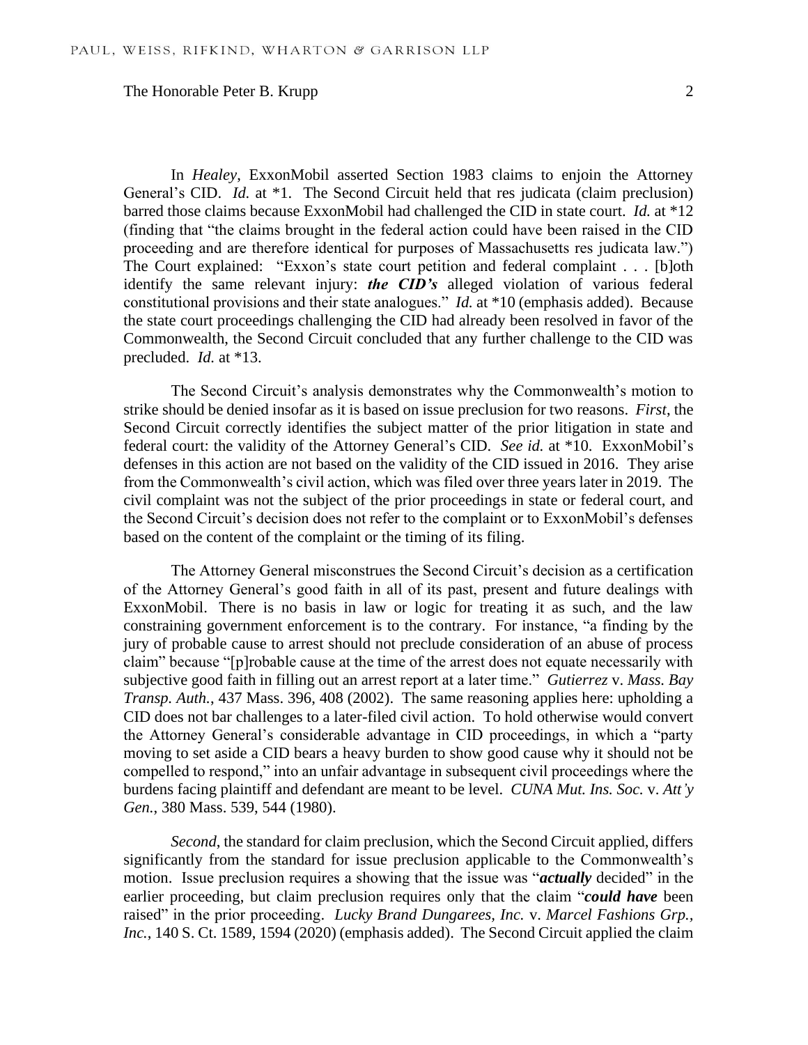In *Healey*, ExxonMobil asserted Section 1983 claims to enjoin the Attorney General's CID. *Id.* at *1. The Second Circuit held that res judicata (claim preclusion) barred those claims because ExxonMobil had challenged the CID in state court. *Id.* at *12 (finding that "the claims brought in the federal action could have been raised in the CID proceeding and are therefore identical for purposes of Massachusetts res judicata law.") The Court explained: "Exxon's state court petition and federal complaint . . . [b]oth identify the same relevant injury: ***the CID's*** alleged violation of various federal constitutional provisions and their state analogues." *Id.* at *10 (emphasis added). Because the state court proceedings challenging the CID had already been resolved in favor of the Commonwealth, the Second Circuit concluded that any further challenge to the CID was precluded. *Id.* at *13.

The Second Circuit's analysis demonstrates why the Commonwealth's motion to strike should be denied insofar as it is based on issue preclusion for two reasons. *First*, the Second Circuit correctly identifies the subject matter of the prior litigation in state and federal court: the validity of the Attorney General's CID. *See id.* at *10. ExxonMobil's defenses in this action are not based on the validity of the CID issued in 2016. They arise from the Commonwealth's civil action, which was filed over three years later in 2019. The civil complaint was not the subject of the prior proceedings in state or federal court, and the Second Circuit's decision does not refer to the complaint or to ExxonMobil's defenses based on the content of the complaint or the timing of its filing.

The Attorney General misconstrues the Second Circuit's decision as a certification of the Attorney General's good faith in all of its past, present and future dealings with ExxonMobil. There is no basis in law or logic for treating it as such, and the law constraining government enforcement is to the contrary. For instance, "a finding by the jury of probable cause to arrest should not preclude consideration of an abuse of process claim" because "[p]robable cause at the time of the arrest does not equate necessarily with subjective good faith in filling out an arrest report at a later time." *Gutierrez* v. *Mass. Bay Transp. Auth.*, 437 Mass. 396, 408 (2002). The same reasoning applies here: upholding a CID does not bar challenges to a later-filed civil action. To hold otherwise would convert the Attorney General's considerable advantage in CID proceedings, in which a "party moving to set aside a CID bears a heavy burden to show good cause why it should not be compelled to respond," into an unfair advantage in subsequent civil proceedings where the burdens facing plaintiff and defendant are meant to be level. *CUNA Mut. Ins. Soc.* v. *Att'y Gen.*, 380 Mass. 539, 544 (1980).

*Second*, the standard for claim preclusion, which the Second Circuit applied, differs significantly from the standard for issue preclusion applicable to the Commonwealth's motion. Issue preclusion requires a showing that the issue was "***actually*** decided" in the earlier proceeding, but claim preclusion requires only that the claim "***could have*** been raised" in the prior proceeding. *Lucky Brand Dungarees, Inc.* v. *Marcel Fashions Grp., Inc.*, 140 S. Ct. 1589, 1594 (2020) (emphasis added). The Second Circuit applied the claim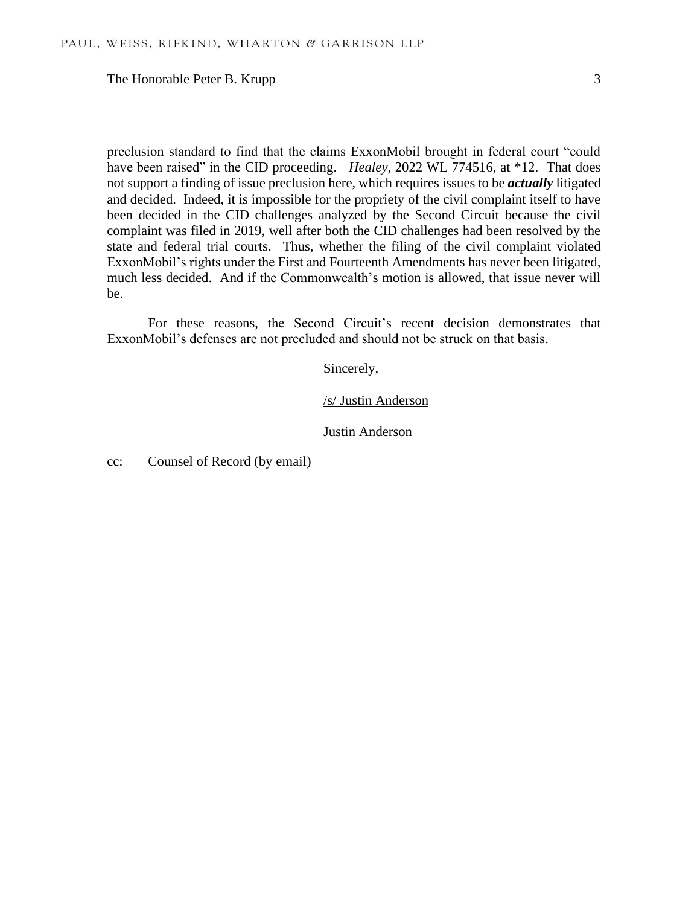preclusion standard to find that the claims ExxonMobil brought in federal court "could have been raised" in the CID proceeding. *Healey*, 2022 WL 774516, at *12. That does not support a finding of issue preclusion here, which requires issues to be ***actually*** litigated and decided. Indeed, it is impossible for the propriety of the civil complaint itself to have been decided in the CID challenges analyzed by the Second Circuit because the civil complaint was filed in 2019, well after both the CID challenges had been resolved by the state and federal trial courts. Thus, whether the filing of the civil complaint violated ExxonMobil's rights under the First and Fourteenth Amendments has never been litigated, much less decided. And if the Commonwealth's motion is allowed, that issue never will be.

For these reasons, the Second Circuit's recent decision demonstrates that ExxonMobil's defenses are not precluded and should not be struck on that basis.

Sincerely,

/s/ Justin Anderson

Justin Anderson

cc: Counsel of Record (by email)